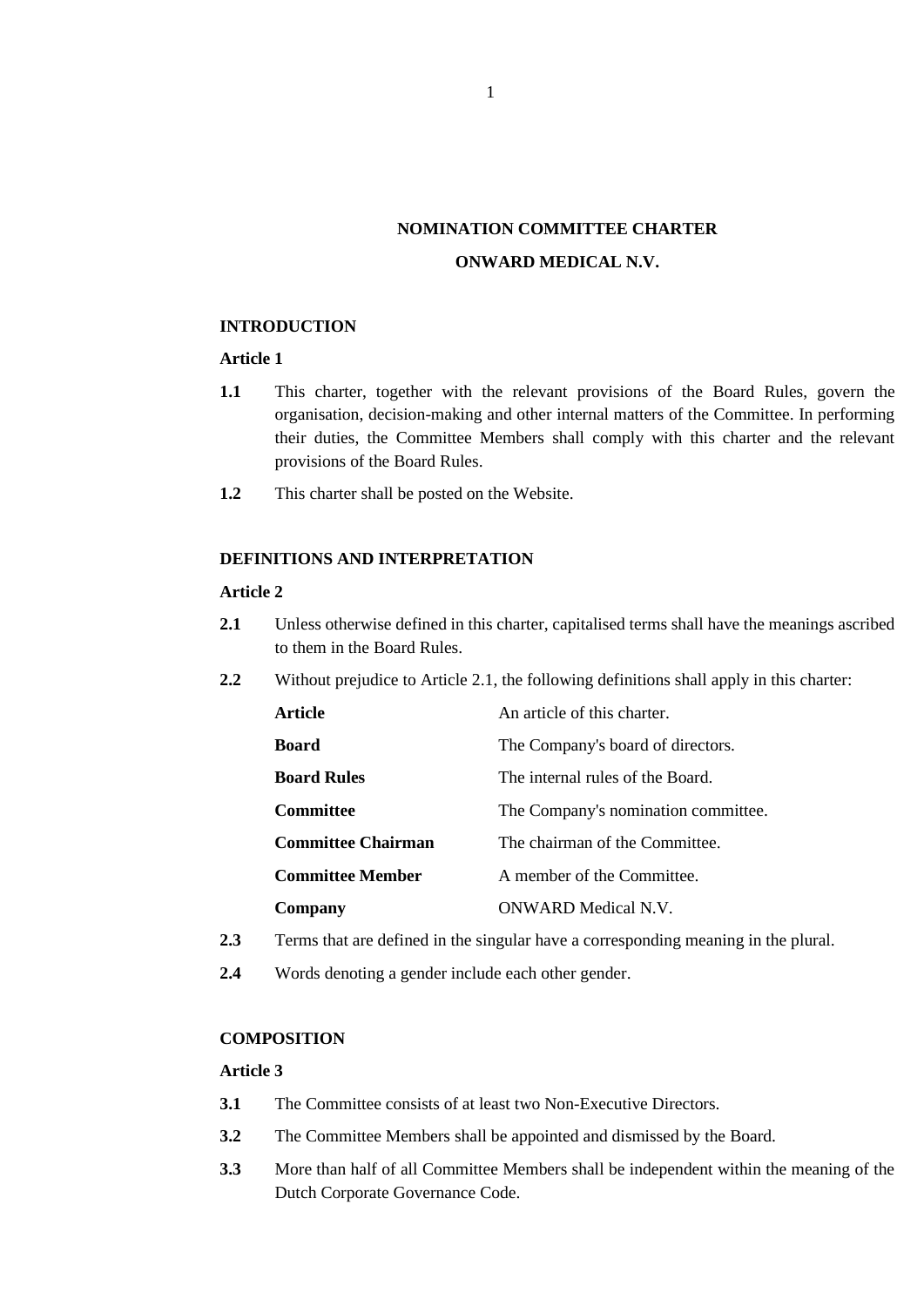# NOMINATION COMMITTEE CHARTER

# ONWARD MEDICAL N.V.

## INTRODUCTION

### Article 1

**1.1** This charter, together with the relevant provisions of the Board Rules, govern the organisation, decision-making and other internal matters of the Committee. In performing their duties, the Committee Members shall comply with this charter and the relevant provisions of the Board Rules.

**1.2** This charter shall be posted on the Website.

## DEFINITIONS AND INTERPRETATION

### Article 2

**2.1** Unless otherwise defined in this charter, capitalised terms shall have the meanings ascribed to them in the Board Rules.

**2.2** Without prejudice to Article 2.1, the following definitions shall apply in this charter:

| | |
|---|---|
| **Article** | An article of this charter. |
| **Board** | The Company's board of directors. |
| **Board Rules** | The internal rules of the Board. |
| **Committee** | The Company's nomination committee. |
| **Committee Chairman** | The chairman of the Committee. |
| **Committee Member** | A member of the Committee. |
| **Company** | ONWARD Medical N.V. |

**2.3** Terms that are defined in the singular have a corresponding meaning in the plural.

**2.4** Words denoting a gender include each other gender.

## COMPOSITION

### Article 3

**3.1** The Committee consists of at least two Non-Executive Directors.

**3.2** The Committee Members shall be appointed and dismissed by the Board.

**3.3** More than half of all Committee Members shall be independent within the meaning of the Dutch Corporate Governance Code.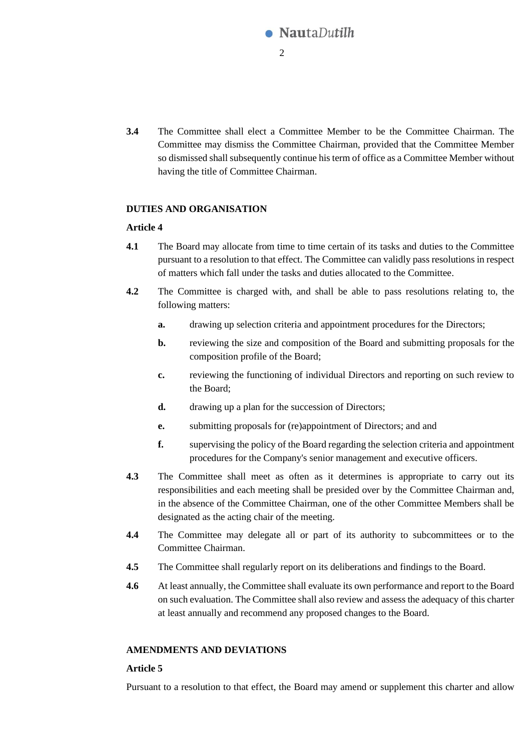**3.4** The Committee shall elect a Committee Member to be the Committee Chairman. The Committee may dismiss the Committee Chairman, provided that the Committee Member so dismissed shall subsequently continue his term of office as a Committee Member without having the title of Committee Chairman.

**DUTIES AND ORGANISATION**

**Article 4**

**4.1** The Board may allocate from time to time certain of its tasks and duties to the Committee pursuant to a resolution to that effect. The Committee can validly pass resolutions in respect of matters which fall under the tasks and duties allocated to the Committee.

**4.2** The Committee is charged with, and shall be able to pass resolutions relating to, the following matters:

**a.** drawing up selection criteria and appointment procedures for the Directors;

**b.** reviewing the size and composition of the Board and submitting proposals for the composition profile of the Board;

**c.** reviewing the functioning of individual Directors and reporting on such review to the Board;

**d.** drawing up a plan for the succession of Directors;

**e.** submitting proposals for (re)appointment of Directors; and and

**f.** supervising the policy of the Board regarding the selection criteria and appointment procedures for the Company's senior management and executive officers.

**4.3** The Committee shall meet as often as it determines is appropriate to carry out its responsibilities and each meeting shall be presided over by the Committee Chairman and, in the absence of the Committee Chairman, one of the other Committee Members shall be designated as the acting chair of the meeting.

**4.4** The Committee may delegate all or part of its authority to subcommittees or to the Committee Chairman.

**4.5** The Committee shall regularly report on its deliberations and findings to the Board.

**4.6** At least annually, the Committee shall evaluate its own performance and report to the Board on such evaluation. The Committee shall also review and assess the adequacy of this charter at least annually and recommend any proposed changes to the Board.

**AMENDMENTS AND DEVIATIONS**

**Article 5**

Pursuant to a resolution to that effect, the Board may amend or supplement this charter and allow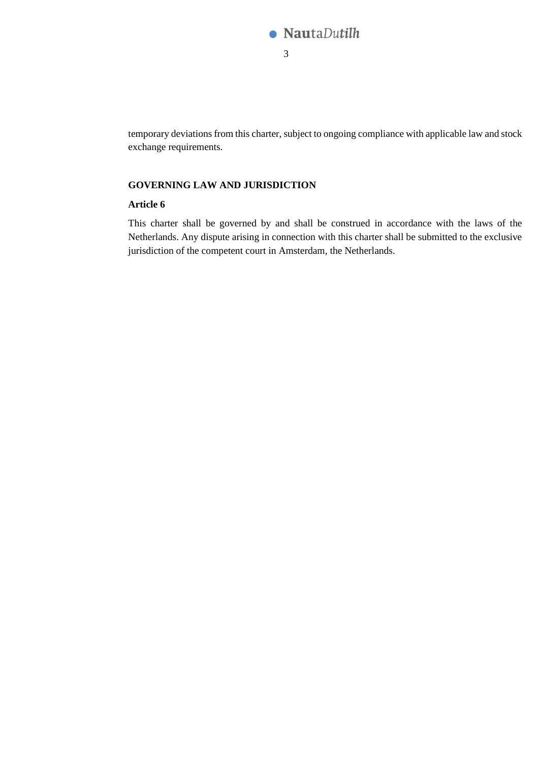temporary deviations from this charter, subject to ongoing compliance with applicable law and stock exchange requirements.

**GOVERNING LAW AND JURISDICTION**

**Article 6**

This charter shall be governed by and shall be construed in accordance with the laws of the Netherlands. Any dispute arising in connection with this charter shall be submitted to the exclusive jurisdiction of the competent court in Amsterdam, the Netherlands.